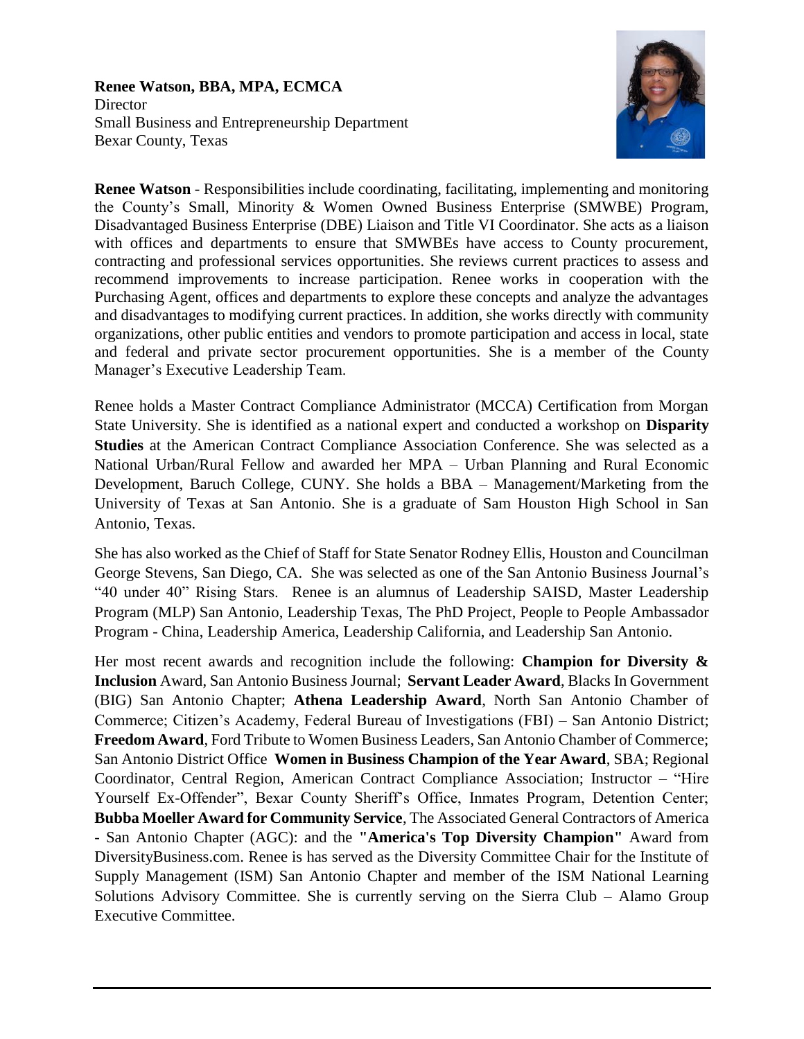**Renee Watson, BBA, MPA, ECMCA**
Director
Small Business and Entrepreneurship Department
Bexar County, Texas

**Renee Watson** - Responsibilities include coordinating, facilitating, implementing and monitoring the County's Small, Minority & Women Owned Business Enterprise (SMWBE) Program, Disadvantaged Business Enterprise (DBE) Liaison and Title VI Coordinator. She acts as a liaison with offices and departments to ensure that SMWBEs have access to County procurement, contracting and professional services opportunities. She reviews current practices to assess and recommend improvements to increase participation. Renee works in cooperation with the Purchasing Agent, offices and departments to explore these concepts and analyze the advantages and disadvantages to modifying current practices. In addition, she works directly with community organizations, other public entities and vendors to promote participation and access in local, state and federal and private sector procurement opportunities. She is a member of the County Manager's Executive Leadership Team.

Renee holds a Master Contract Compliance Administrator (MCCA) Certification from Morgan State University. She is identified as a national expert and conducted a workshop on **Disparity Studies** at the American Contract Compliance Association Conference. She was selected as a National Urban/Rural Fellow and awarded her MPA – Urban Planning and Rural Economic Development, Baruch College, CUNY. She holds a BBA – Management/Marketing from the University of Texas at San Antonio. She is a graduate of Sam Houston High School in San Antonio, Texas.

She has also worked as the Chief of Staff for State Senator Rodney Ellis, Houston and Councilman George Stevens, San Diego, CA. She was selected as one of the San Antonio Business Journal's "40 under 40" Rising Stars. Renee is an alumnus of Leadership SAISD, Master Leadership Program (MLP) San Antonio, Leadership Texas, The PhD Project, People to People Ambassador Program - China, Leadership America, Leadership California, and Leadership San Antonio.

Her most recent awards and recognition include the following: **Champion for Diversity & Inclusion** Award, San Antonio Business Journal; **Servant Leader Award**, Blacks In Government (BIG) San Antonio Chapter; **Athena Leadership Award**, North San Antonio Chamber of Commerce; Citizen's Academy, Federal Bureau of Investigations (FBI) – San Antonio District; **Freedom Award**, Ford Tribute to Women Business Leaders, San Antonio Chamber of Commerce; San Antonio District Office **Women in Business Champion of the Year Award**, SBA; Regional Coordinator, Central Region, American Contract Compliance Association; Instructor – "Hire Yourself Ex-Offender", Bexar County Sheriff's Office, Inmates Program, Detention Center; **Bubba Moeller Award for Community Service**, The Associated General Contractors of America - San Antonio Chapter (AGC): and the **"America's Top Diversity Champion"** Award from DiversityBusiness.com. Renee is has served as the Diversity Committee Chair for the Institute of Supply Management (ISM) San Antonio Chapter and member of the ISM National Learning Solutions Advisory Committee. She is currently serving on the Sierra Club – Alamo Group Executive Committee.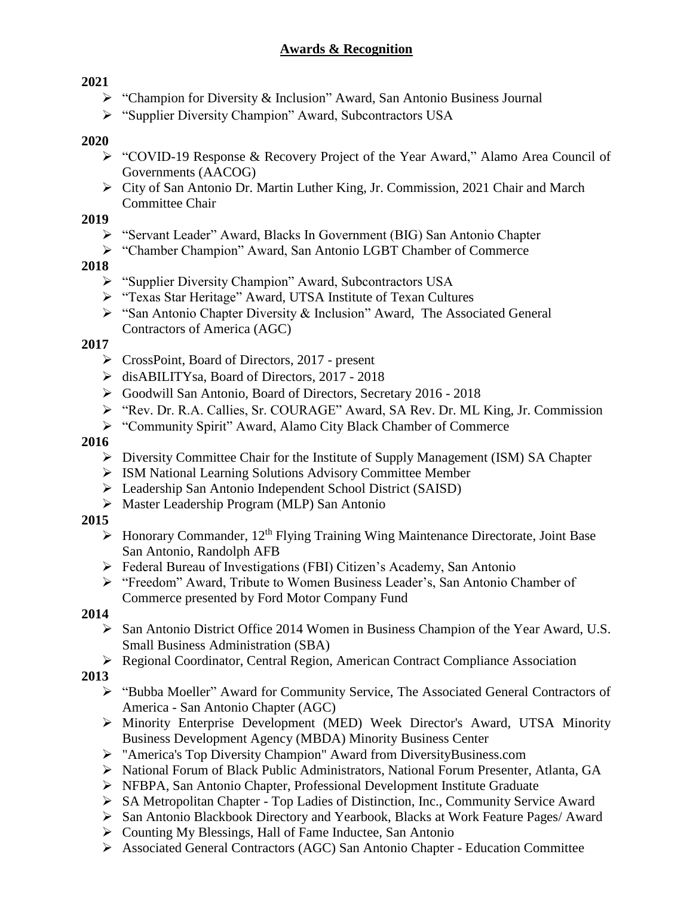## Awards & Recognition

**2021**

- "Champion for Diversity & Inclusion" Award, San Antonio Business Journal
- "Supplier Diversity Champion" Award, Subcontractors USA

**2020**

- "COVID-19 Response & Recovery Project of the Year Award," Alamo Area Council of Governments (AACOG)
- City of San Antonio Dr. Martin Luther King, Jr. Commission, 2021 Chair and March Committee Chair

**2019**

- "Servant Leader" Award, Blacks In Government (BIG) San Antonio Chapter
- "Chamber Champion" Award, San Antonio LGBT Chamber of Commerce

**2018**

- "Supplier Diversity Champion" Award, Subcontractors USA
- "Texas Star Heritage" Award, UTSA Institute of Texan Cultures
- "San Antonio Chapter Diversity & Inclusion" Award, The Associated General Contractors of America (AGC)

**2017**

- CrossPoint, Board of Directors, 2017 - present
- disABILITYsa, Board of Directors, 2017 - 2018
- Goodwill San Antonio, Board of Directors, Secretary 2016 - 2018
- "Rev. Dr. R.A. Callies, Sr. COURAGE" Award, SA Rev. Dr. ML King, Jr. Commission
- "Community Spirit" Award, Alamo City Black Chamber of Commerce

**2016**

- Diversity Committee Chair for the Institute of Supply Management (ISM) SA Chapter
- ISM National Learning Solutions Advisory Committee Member
- Leadership San Antonio Independent School District (SAISD)
- Master Leadership Program (MLP) San Antonio

**2015**

- Honorary Commander, 12th Flying Training Wing Maintenance Directorate, Joint Base San Antonio, Randolph AFB
- Federal Bureau of Investigations (FBI) Citizen's Academy, San Antonio
- "Freedom" Award, Tribute to Women Business Leader's, San Antonio Chamber of Commerce presented by Ford Motor Company Fund

**2014**

- San Antonio District Office 2014 Women in Business Champion of the Year Award, U.S. Small Business Administration (SBA)
- Regional Coordinator, Central Region, American Contract Compliance Association

**2013**

- "Bubba Moeller" Award for Community Service, The Associated General Contractors of America - San Antonio Chapter (AGC)
- Minority Enterprise Development (MED) Week Director's Award, UTSA Minority Business Development Agency (MBDA) Minority Business Center
- "America's Top Diversity Champion" Award from DiversityBusiness.com
- National Forum of Black Public Administrators, National Forum Presenter, Atlanta, GA
- NFBPA, San Antonio Chapter, Professional Development Institute Graduate
- SA Metropolitan Chapter - Top Ladies of Distinction, Inc., Community Service Award
- San Antonio Blackbook Directory and Yearbook, Blacks at Work Feature Pages/ Award
- Counting My Blessings, Hall of Fame Inductee, San Antonio
- Associated General Contractors (AGC) San Antonio Chapter - Education Committee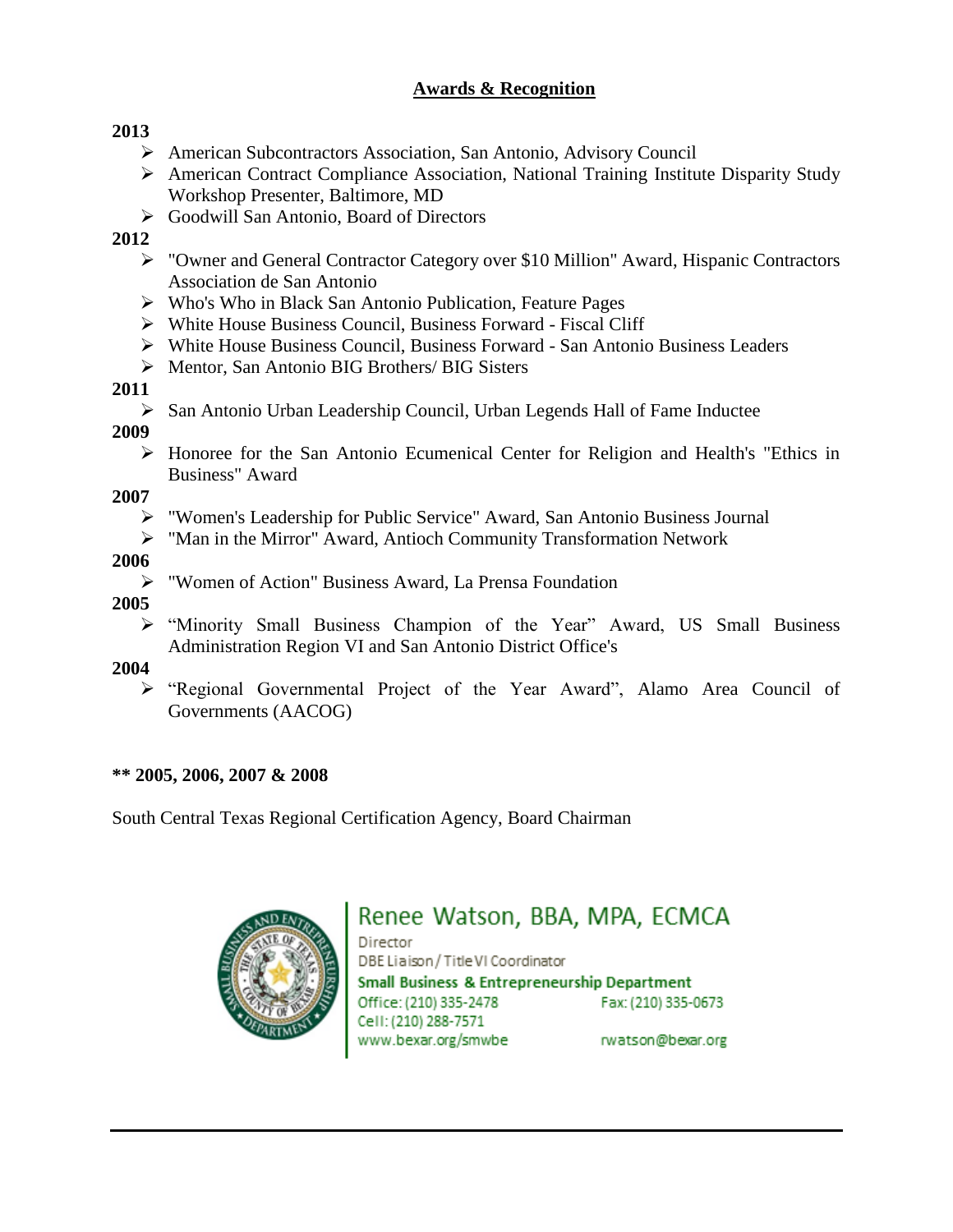## Awards & Recognition

**2013**

- American Subcontractors Association, San Antonio, Advisory Council
- American Contract Compliance Association, National Training Institute Disparity Study Workshop Presenter, Baltimore, MD
- Goodwill San Antonio, Board of Directors

**2012**

- "Owner and General Contractor Category over $10 Million" Award, Hispanic Contractors Association de San Antonio
- Who's Who in Black San Antonio Publication, Feature Pages
- White House Business Council, Business Forward - Fiscal Cliff
- White House Business Council, Business Forward - San Antonio Business Leaders
- Mentor, San Antonio BIG Brothers/ BIG Sisters

**2011**

- San Antonio Urban Leadership Council, Urban Legends Hall of Fame Inductee

**2009**

- Honoree for the San Antonio Ecumenical Center for Religion and Health's "Ethics in Business" Award

**2007**

- "Women's Leadership for Public Service" Award, San Antonio Business Journal
- "Man in the Mirror" Award, Antioch Community Transformation Network

**2006**

- "Women of Action" Business Award, La Prensa Foundation

**2005**

- "Minority Small Business Champion of the Year" Award, US Small Business Administration Region VI and San Antonio District Office's

**2004**

- "Regional Governmental Project of the Year Award", Alamo Area Council of Governments (AACOG)

**** 2005, 2006, 2007 & 2008**

South Central Texas Regional Certification Agency, Board Chairman

Renee Watson, BBA, MPA, ECMCA
Director
DBE Liaison / Title VI Coordinator
**Small Business & Entrepreneurship Department**
Office: (210) 335-2478 Fax: (210) 335-0673
Cell: (210) 288-7571
www.bexar.org/smwbe rwatson@bexar.org